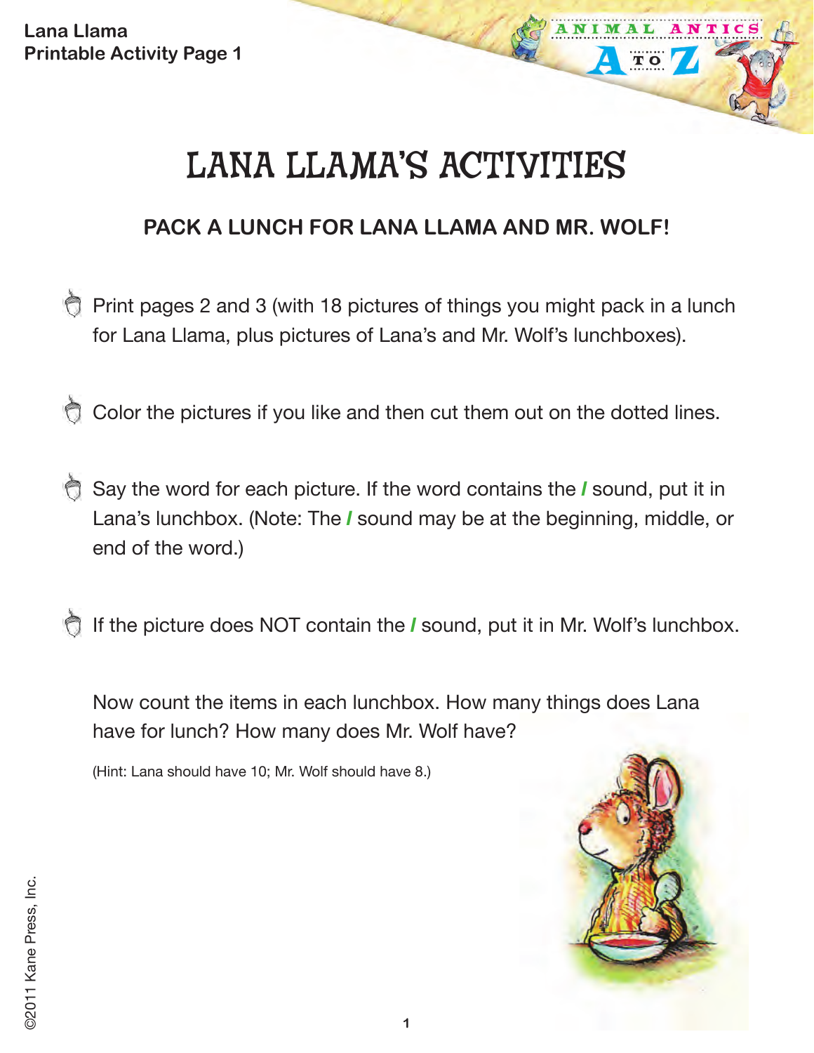Lana Llama
Printable Activity Page 1

# LANA LLAMA'S ACTIVITIES

## PACK A LUNCH FOR LANA LLAMA AND MR. WOLF!

- Print pages 2 and 3 (with 18 pictures of things you might pack in a lunch for Lana Llama, plus pictures of Lana's and Mr. Wolf's lunchboxes).

- Color the pictures if you like and then cut them out on the dotted lines.

- Say the word for each picture. If the word contains the ***l*** sound, put it in Lana's lunchbox. (Note: The ***l*** sound may be at the beginning, middle, or end of the word.)

- If the picture does NOT contain the ***l*** sound, put it in Mr. Wolf's lunchbox.

Now count the items in each lunchbox. How many things does Lana have for lunch? How many does Mr. Wolf have?

(Hint: Lana should have 10; Mr. Wolf should have 8.)

©2011 Kane Press, Inc.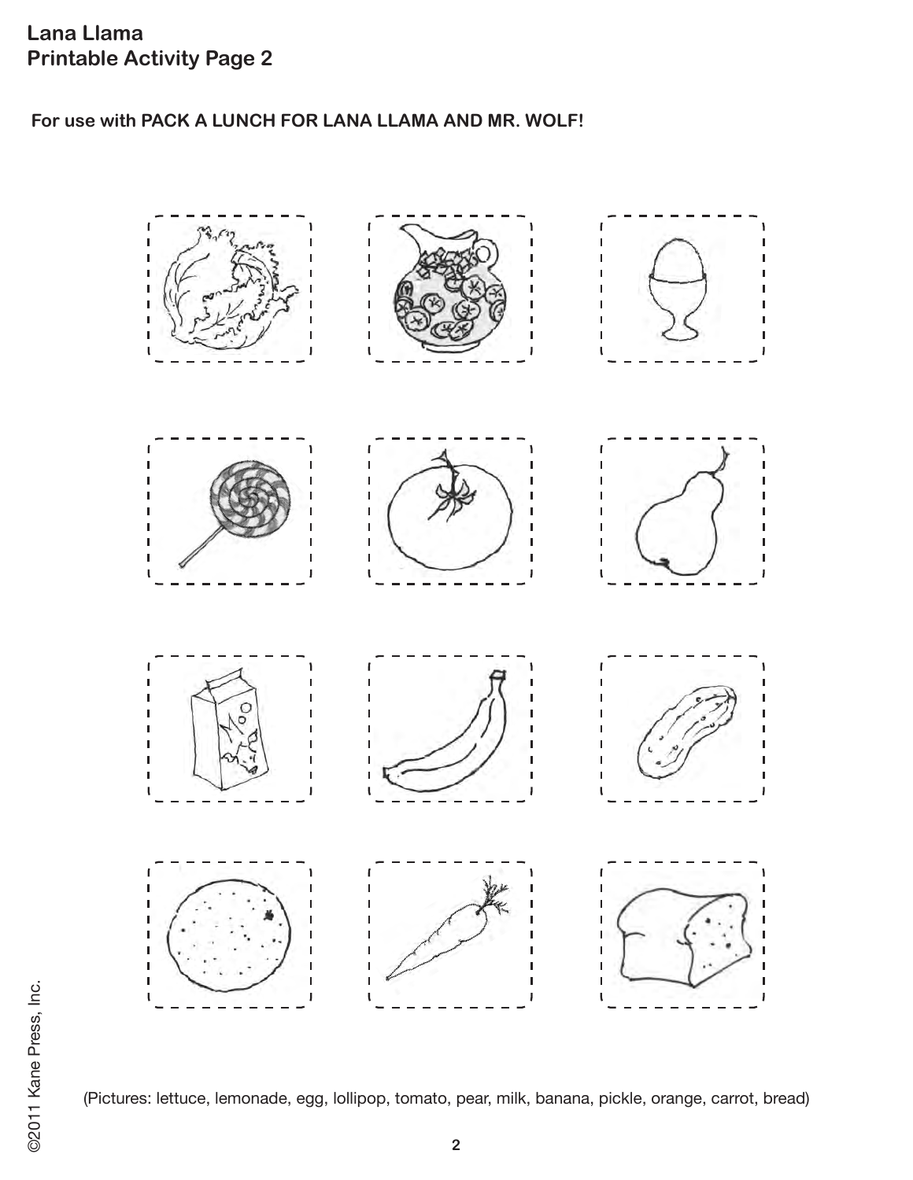**Lana Llama**
**Printable Activity Page 2**

**For use with PACK A LUNCH FOR LANA LLAMA AND MR. WOLF!**

(Pictures: lettuce, lemonade, egg, lollipop, tomato, pear, milk, banana, pickle, orange, carrot, bread)

©2011 Kane Press, Inc.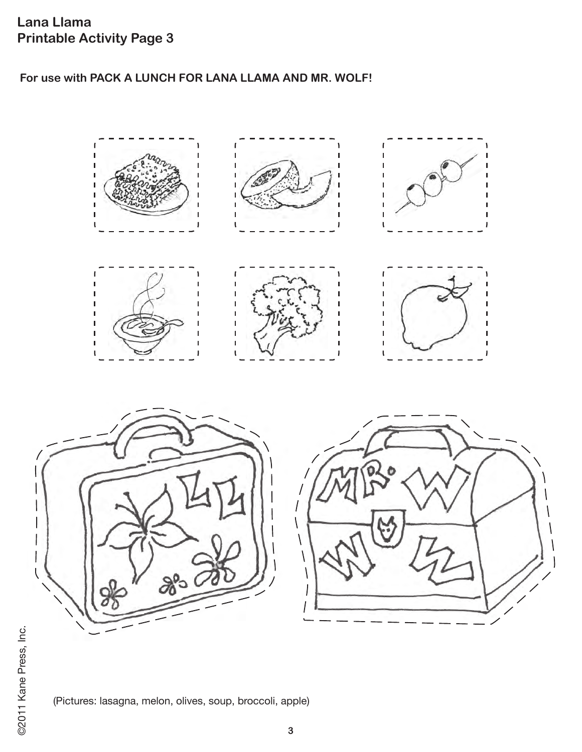**Lana Llama**
**Printable Activity Page 3**

**For use with PACK A LUNCH FOR LANA LLAMA AND MR. WOLF!**

(Pictures: lasagna, melon, olives, soup, broccoli, apple)

©2011 Kane Press, Inc.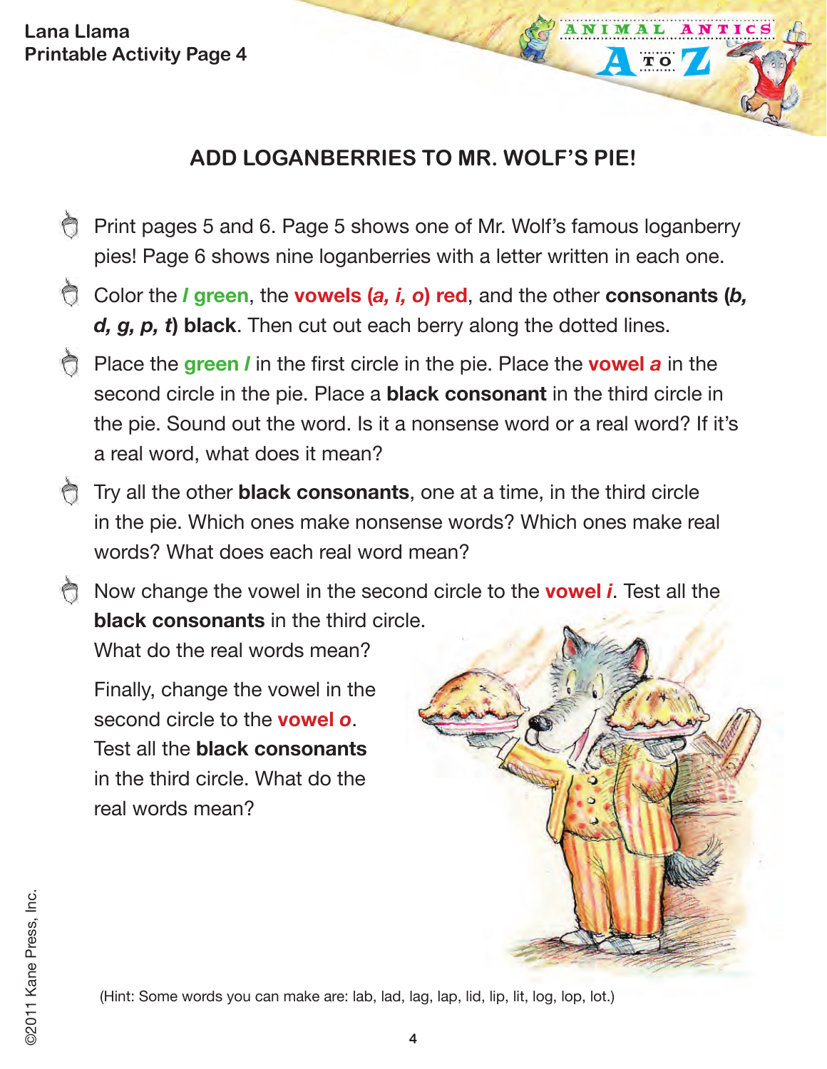**Lana Llama**
**Printable Activity Page 4**

## ADD LOGANBERRIES TO MR. WOLF'S PIE!

- Print pages 5 and 6. Page 5 shows one of Mr. Wolf's famous loganberry pies! Page 6 shows nine loganberries with a letter written in each one.
- Color the ***l* green**, the **vowels (*a, i, o*) red**, and the other **consonants (*b, d, g, p, t*) black**. Then cut out each berry along the dotted lines.
- Place the **green *l*** in the first circle in the pie. Place the **vowel *a*** in the second circle in the pie. Place a **black consonant** in the third circle in the pie. Sound out the word. Is it a nonsense word or a real word? If it's a real word, what does it mean?
- Try all the other **black consonants**, one at a time, in the third circle in the pie. Which ones make nonsense words? Which ones make real words? What does each real word mean?
- Now change the vowel in the second circle to the **vowel *i***. Test all the **black consonants** in the third circle. What do the real words mean?

  Finally, change the vowel in the second circle to the **vowel *o***. Test all the **black consonants** in the third circle. What do the real words mean?

(Hint: Some words you can make are: lab, lad, lag, lap, lid, lip, lit, log, lop, lot.)

©2011 Kane Press, Inc.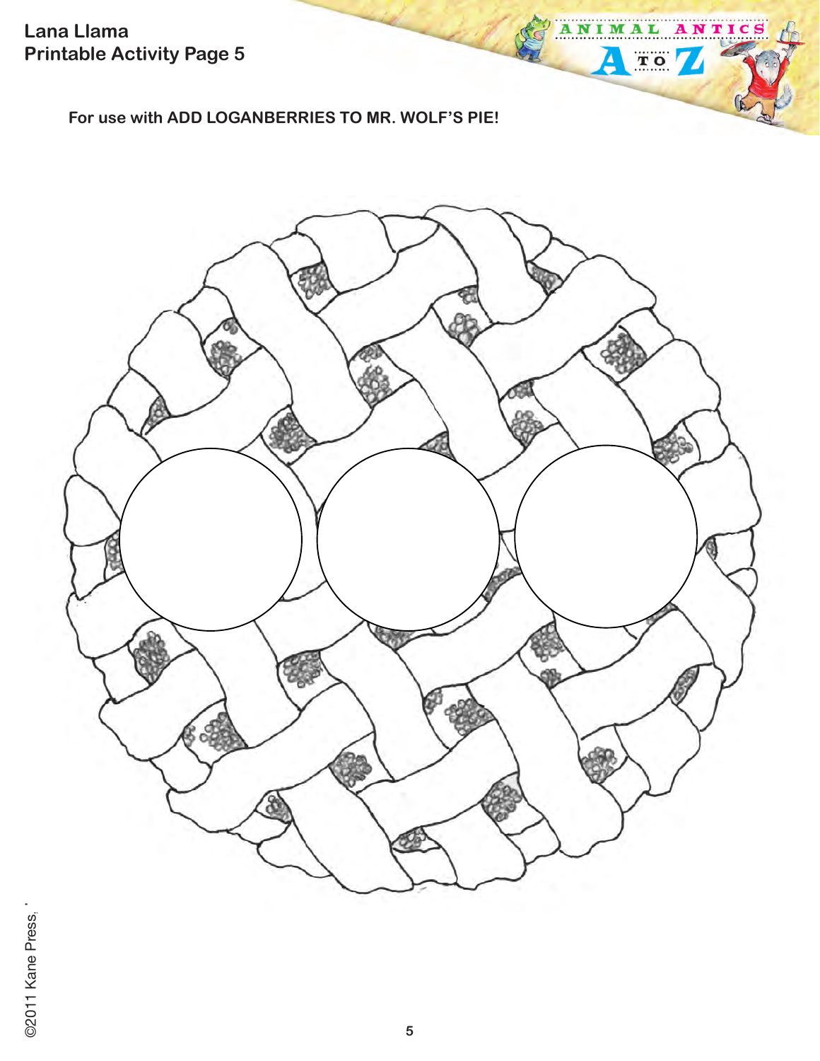**Lana Llama**
**Printable Activity Page 5**

**For use with ADD LOGANBERRIES TO MR. WOLF'S PIE!**

©2011 Kane Press,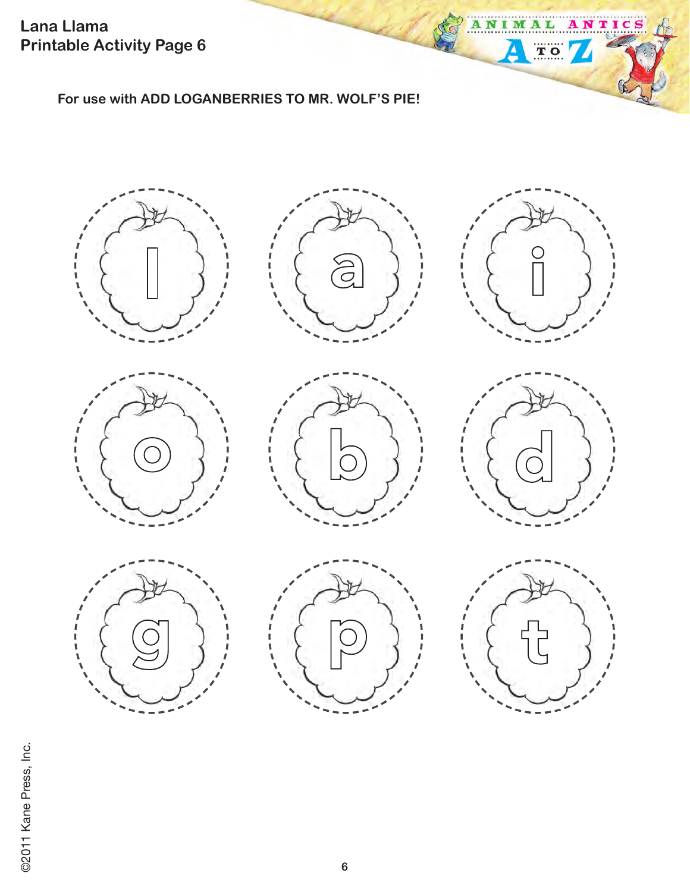Lana Llama
Printable Activity Page 6

**For use with ADD LOGANBERRIES TO MR. WOLF'S PIE!**

l a i

o b d

g p t

©2011 Kane Press, Inc.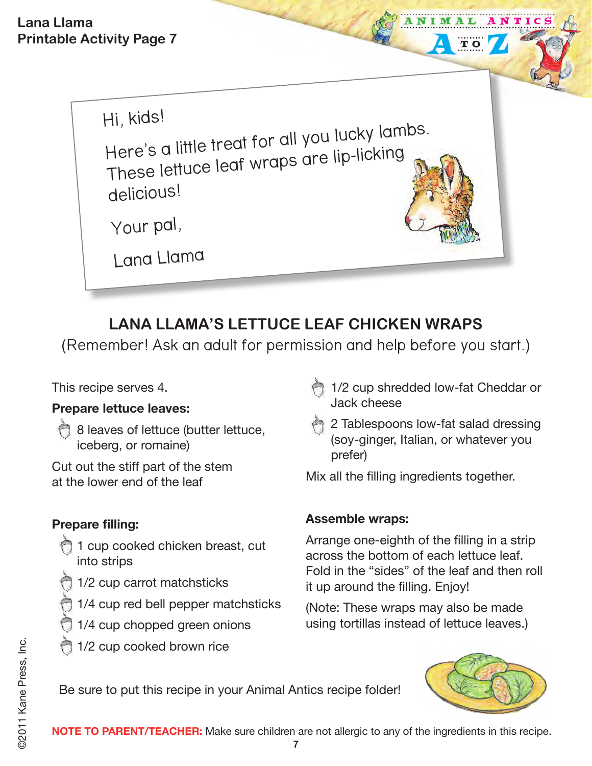Lana Llama
Printable Activity Page 7

Hi, kids!

Here's a little treat for all you lucky lambs. These lettuce leaf wraps are lip-licking delicious!

Your pal,

Lana Llama

## LANA LLAMA'S LETTUCE LEAF CHICKEN WRAPS

(Remember! Ask an adult for permission and help before you start.)

This recipe serves 4.

**Prepare lettuce leaves:**

- 8 leaves of lettuce (butter lettuce, iceberg, or romaine)

Cut out the stiff part of the stem at the lower end of the leaf

**Prepare filling:**

- 1 cup cooked chicken breast, cut into strips
- 1/2 cup carrot matchsticks
- 1/4 cup red bell pepper matchsticks
- 1/4 cup chopped green onions
- 1/2 cup cooked brown rice
- 1/2 cup shredded low-fat Cheddar or Jack cheese
- 2 Tablespoons low-fat salad dressing (soy-ginger, Italian, or whatever you prefer)

Mix all the filling ingredients together.

**Assemble wraps:**

Arrange one-eighth of the filling in a strip across the bottom of each lettuce leaf. Fold in the "sides" of the leaf and then roll it up around the filling. Enjoy!

(Note: These wraps may also be made using tortillas instead of lettuce leaves.)

Be sure to put this recipe in your Animal Antics recipe folder!

**NOTE TO PARENT/TEACHER:** Make sure children are not allergic to any of the ingredients in this recipe.

©2011 Kane Press, Inc.